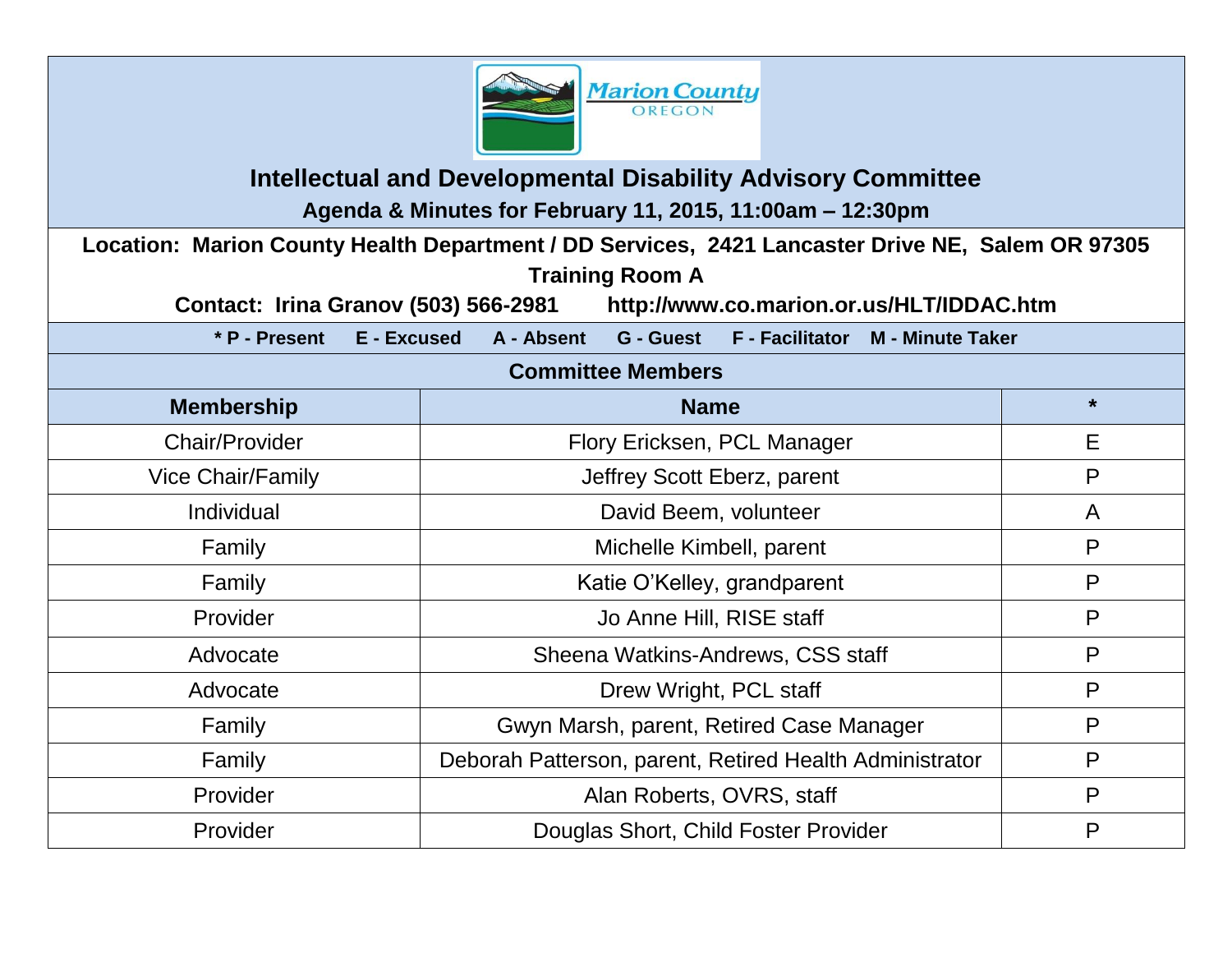Marion County OREGON

# Intellectual and Developmental Disability Advisory Committee

## Agenda & Minutes for February 11, 2015, 11:00am – 12:30pm

**Location: Marion County Health Department / DD Services, 2421 Lancaster Drive NE, Salem OR 97305**

**Training Room A**

**Contact: Irina Granov (503) 566-2981 http://www.co.marion.or.us/HLT/IDDAC.htm**

**\* P - Present E - Excused A - Absent G - Guest F - Facilitator M - Minute Taker**

### Committee Members

| Membership | Name | * |
| --- | --- | --- |
| Chair/Provider | Flory Ericksen, PCL Manager | E |
| Vice Chair/Family | Jeffrey Scott Eberz, parent | P |
| Individual | David Beem, volunteer | A |
| Family | Michelle Kimbell, parent | P |
| Family | Katie O'Kelley, grandparent | P |
| Provider | Jo Anne Hill, RISE staff | P |
| Advocate | Sheena Watkins-Andrews, CSS staff | P |
| Advocate | Drew Wright, PCL staff | P |
| Family | Gwyn Marsh, parent, Retired Case Manager | P |
| Family | Deborah Patterson, parent, Retired Health Administrator | P |
| Provider | Alan Roberts, OVRS, staff | P |
| Provider | Douglas Short, Child Foster Provider | P |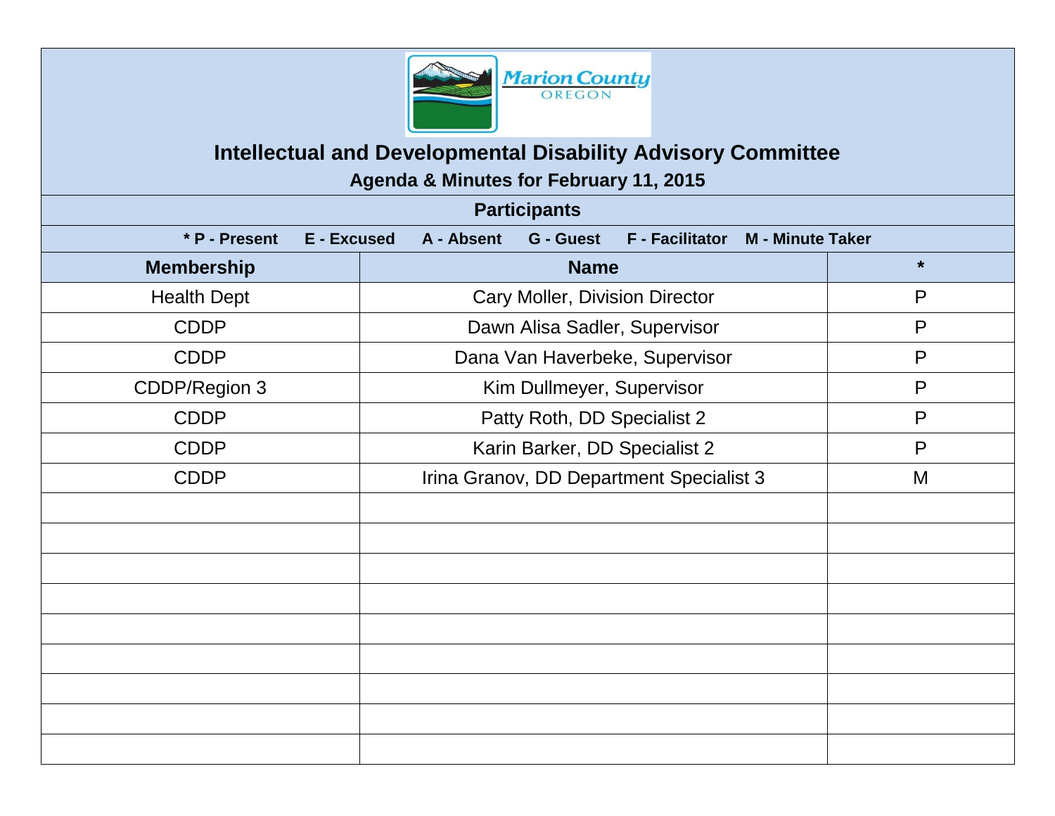# Intellectual and Developmental Disability Advisory Committee

## Agenda & Minutes for February 11, 2015

### Participants

**\* P - Present E - Excused A - Absent G - Guest F - Facilitator M - Minute Taker**

| Membership | Name | * |
|---|---|---|
| Health Dept | Cary Moller, Division Director | P |
| CDDP | Dawn Alisa Sadler, Supervisor | P |
| CDDP | Dana Van Haverbeke, Supervisor | P |
| CDDP/Region 3 | Kim Dullmeyer, Supervisor | P |
| CDDP | Patty Roth, DD Specialist 2 | P |
| CDDP | Karin Barker, DD Specialist 2 | P |
| CDDP | Irina Granov, DD Department Specialist 3 | M |
| | | |
| | | |
| | | |
| | | |
| | | |
| | | |
| | | |
| | | |
| | | |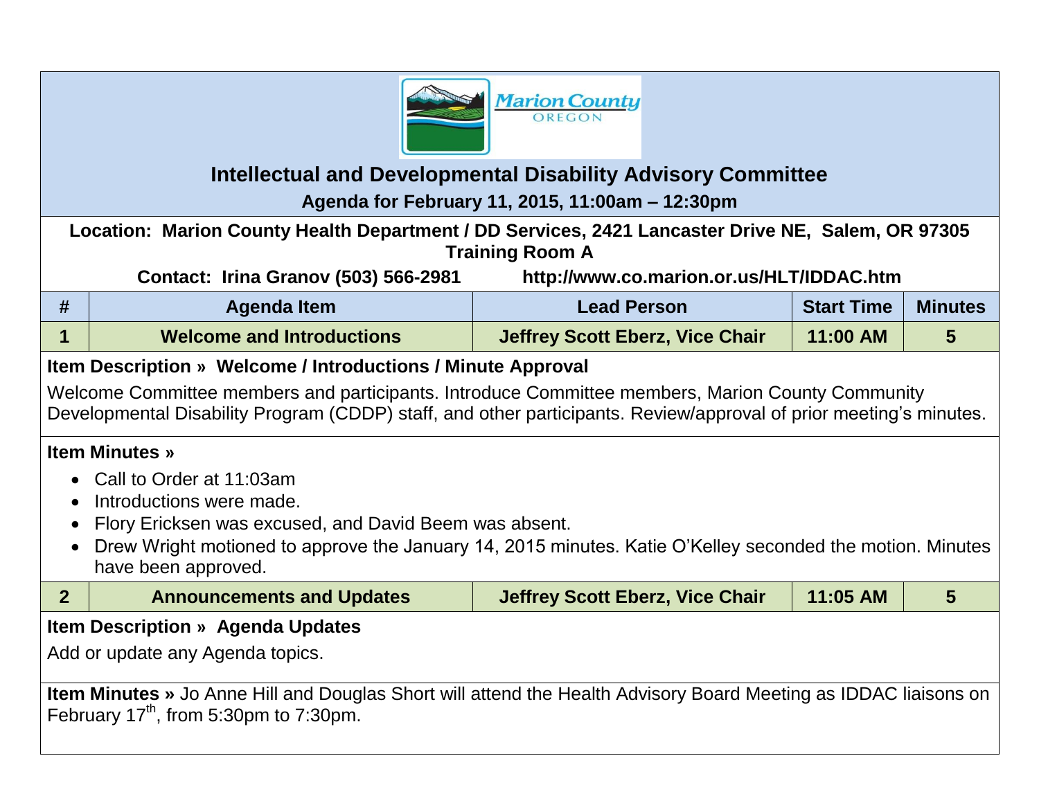Marion County OREGON

## Intellectual and Developmental Disability Advisory Committee

**Agenda for February 11, 2015, 11:00am – 12:30pm**

**Location: Marion County Health Department / DD Services, 2421 Lancaster Drive NE, Salem, OR 97305**
**Training Room A**

**Contact: Irina Granov (503) 566-2981 http://www.co.marion.or.us/HLT/IDDAC.htm**

| # | Agenda Item | Lead Person | Start Time | Minutes |
|---|---|---|---|---|
| 1 | Welcome and Introductions | Jeffrey Scott Eberz, Vice Chair | 11:00 AM | 5 |

**Item Description » Welcome / Introductions / Minute Approval**

Welcome Committee members and participants. Introduce Committee members, Marion County Community Developmental Disability Program (CDDP) staff, and other participants. Review/approval of prior meeting's minutes.

**Item Minutes »**

- Call to Order at 11:03am
- Introductions were made.
- Flory Ericksen was excused, and David Beem was absent.
- Drew Wright motioned to approve the January 14, 2015 minutes. Katie O'Kelley seconded the motion. Minutes have been approved.

| # | Agenda Item | Lead Person | Start Time | Minutes |
|---|---|---|---|---|
| 2 | Announcements and Updates | Jeffrey Scott Eberz, Vice Chair | 11:05 AM | 5 |

**Item Description » Agenda Updates**

Add or update any Agenda topics.

**Item Minutes »** Jo Anne Hill and Douglas Short will attend the Health Advisory Board Meeting as IDDAC liaisons on February 17th, from 5:30pm to 7:30pm.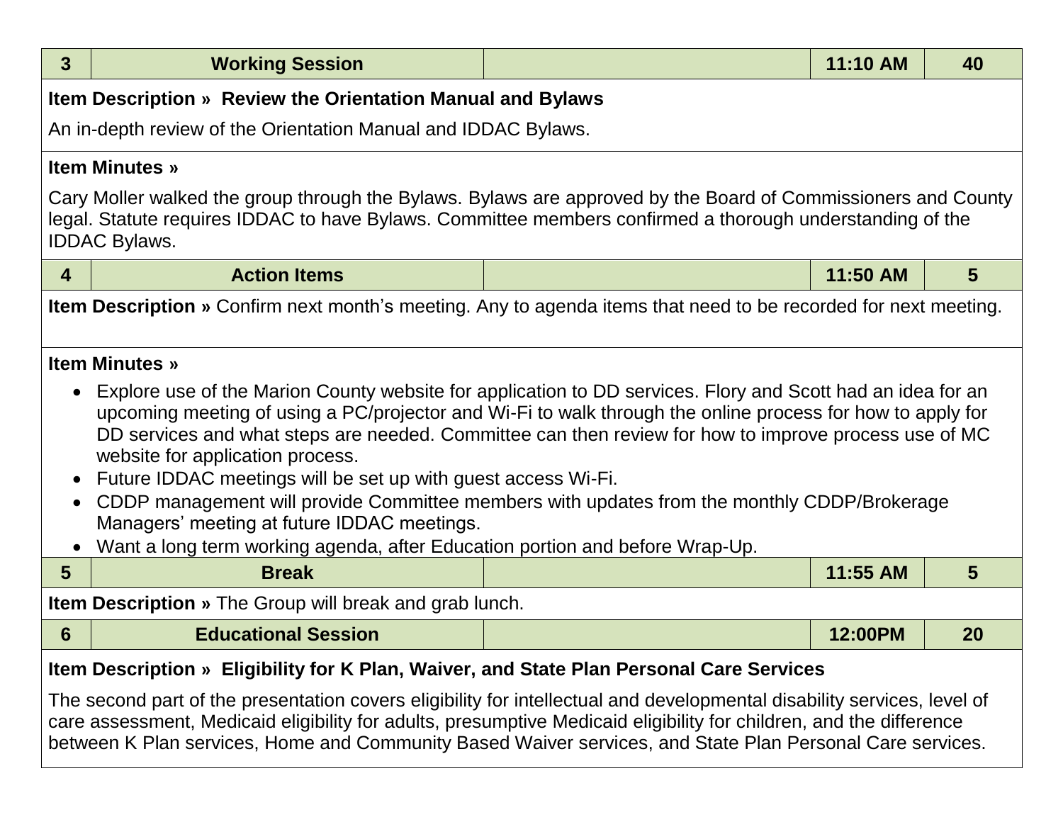| 3 | Working Session | | 11:10 AM | 40 |
|---|---|---|---|---|

**Item Description » Review the Orientation Manual and Bylaws**

An in-depth review of the Orientation Manual and IDDAC Bylaws.

**Item Minutes »**

Cary Moller walked the group through the Bylaws. Bylaws are approved by the Board of Commissioners and County legal. Statute requires IDDAC to have Bylaws. Committee members confirmed a thorough understanding of the IDDAC Bylaws.

| 4 | Action Items | | 11:50 AM | 5 |
|---|---|---|---|---|

**Item Description »** Confirm next month's meeting. Any to agenda items that need to be recorded for next meeting.

**Item Minutes »**

- Explore use of the Marion County website for application to DD services. Flory and Scott had an idea for an upcoming meeting of using a PC/projector and Wi-Fi to walk through the online process for how to apply for DD services and what steps are needed. Committee can then review for how to improve process use of MC website for application process.
- Future IDDAC meetings will be set up with guest access Wi-Fi.
- CDDP management will provide Committee members with updates from the monthly CDDP/Brokerage Managers' meeting at future IDDAC meetings.
- Want a long term working agenda, after Education portion and before Wrap-Up.

| 5 | Break | | 11:55 AM | 5 |
|---|---|---|---|---|

**Item Description »** The Group will break and grab lunch.

| 6 | Educational Session | | 12:00PM | 20 |
|---|---|---|---|---|

**Item Description » Eligibility for K Plan, Waiver, and State Plan Personal Care Services**

The second part of the presentation covers eligibility for intellectual and developmental disability services, level of care assessment, Medicaid eligibility for adults, presumptive Medicaid eligibility for children, and the difference between K Plan services, Home and Community Based Waiver services, and State Plan Personal Care services.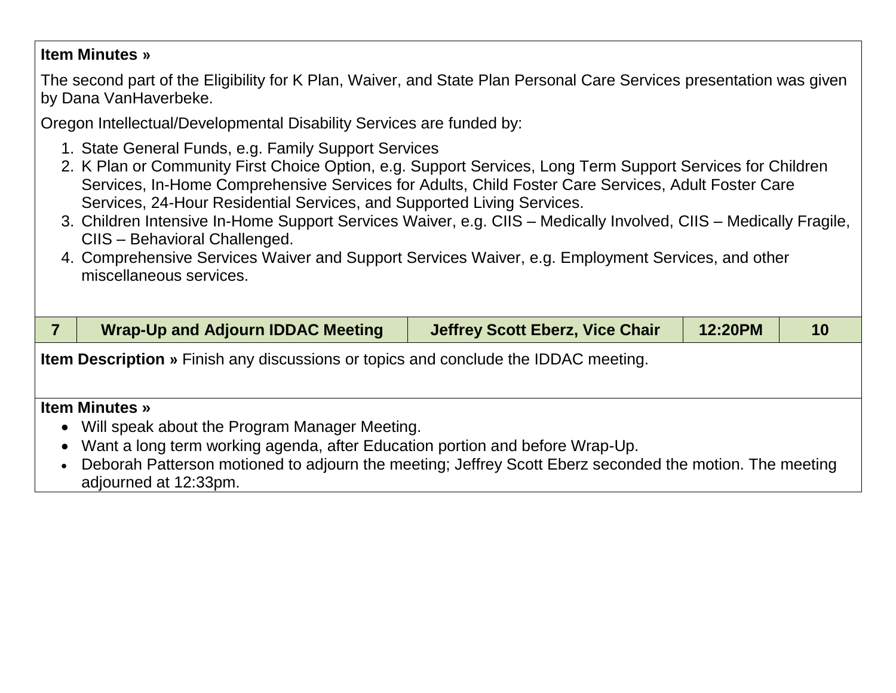**Item Minutes »**

The second part of the Eligibility for K Plan, Waiver, and State Plan Personal Care Services presentation was given by Dana VanHaverbeke.

Oregon Intellectual/Developmental Disability Services are funded by:

1. State General Funds, e.g. Family Support Services
2. K Plan or Community First Choice Option, e.g. Support Services, Long Term Support Services for Children Services, In-Home Comprehensive Services for Adults, Child Foster Care Services, Adult Foster Care Services, 24-Hour Residential Services, and Supported Living Services.
3. Children Intensive In-Home Support Services Waiver, e.g. CIIS – Medically Involved, CIIS – Medically Fragile, CIIS – Behavioral Challenged.
4. Comprehensive Services Waiver and Support Services Waiver, e.g. Employment Services, and other miscellaneous services.

| | | | | |
|---|---|---|---|---|
| **7** | **Wrap-Up and Adjourn IDDAC Meeting** | **Jeffrey Scott Eberz, Vice Chair** | **12:20PM** | **10** |

**Item Description »** Finish any discussions or topics and conclude the IDDAC meeting.

**Item Minutes »**

- Will speak about the Program Manager Meeting.
- Want a long term working agenda, after Education portion and before Wrap-Up.
- Deborah Patterson motioned to adjourn the meeting; Jeffrey Scott Eberz seconded the motion. The meeting adjourned at 12:33pm.